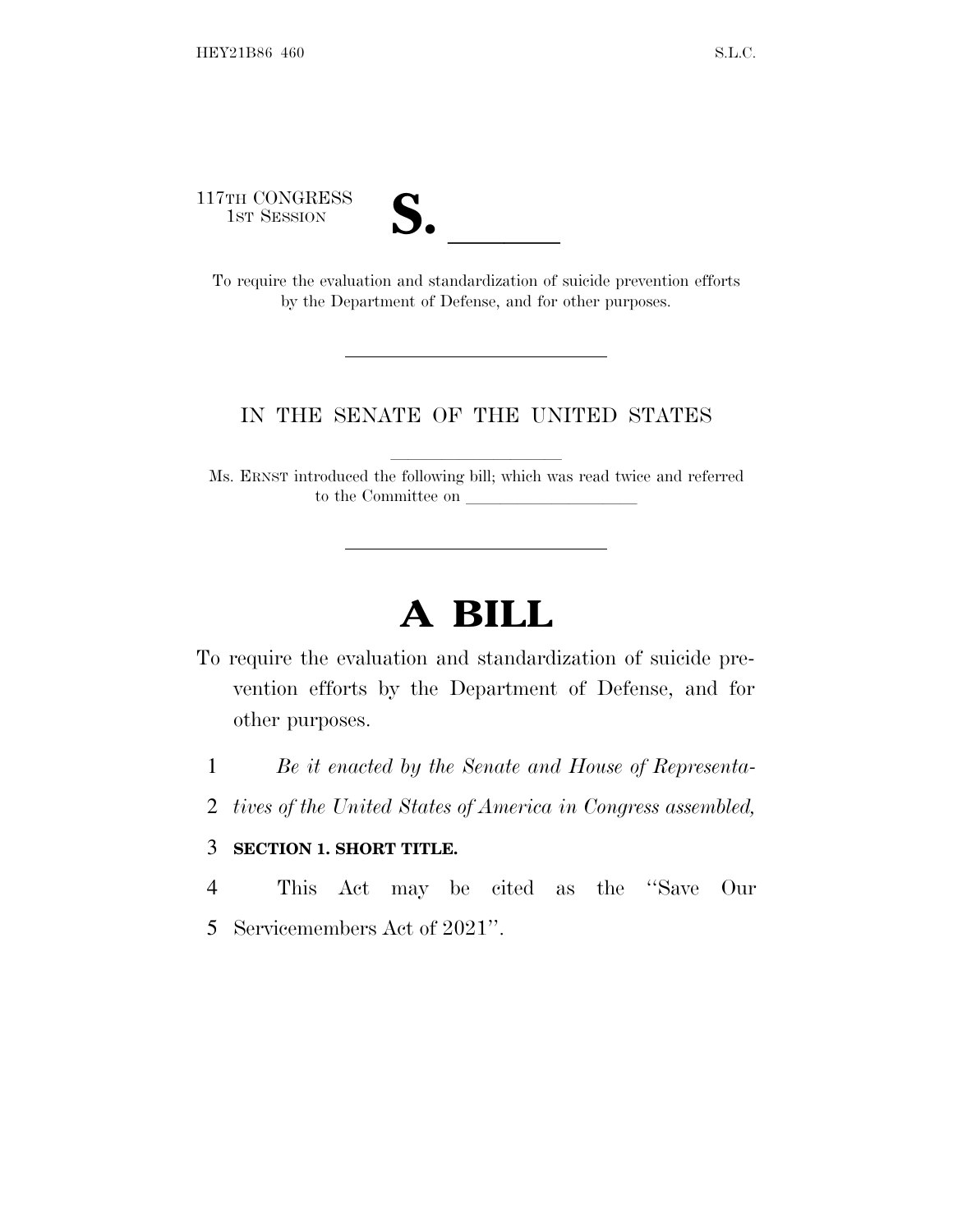117TH CONGRESS
1ST SESSION

# S. ______

To require the evaluation and standardization of suicide prevention efforts by the Department of Defense, and for other purposes.

---

IN THE SENATE OF THE UNITED STATES

Ms. ERNST introduced the following bill; which was read twice and referred to the Committee on ____________________

---

# A BILL

To require the evaluation and standardization of suicide prevention efforts by the Department of Defense, and for other purposes.

1 *Be it enacted by the Senate and House of Representa-*
2 *tives of the United States of America in Congress assembled,*

3 **SECTION 1. SHORT TITLE.**

4 This Act may be cited as the "Save Our
5 Servicemembers Act of 2021".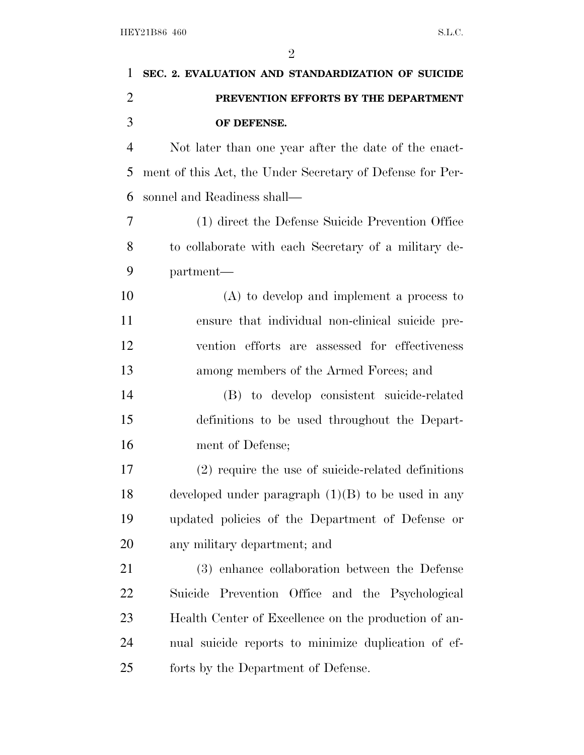**SEC. 2. EVALUATION AND STANDARDIZATION OF SUICIDE PREVENTION EFFORTS BY THE DEPARTMENT OF DEFENSE.**

Not later than one year after the date of the enactment of this Act, the Under Secretary of Defense for Personnel and Readiness shall—

(1) direct the Defense Suicide Prevention Office to collaborate with each Secretary of a military department—

(A) to develop and implement a process to ensure that individual non-clinical suicide prevention efforts are assessed for effectiveness among members of the Armed Forces; and

(B) to develop consistent suicide-related definitions to be used throughout the Department of Defense;

(2) require the use of suicide-related definitions developed under paragraph (1)(B) to be used in any updated policies of the Department of Defense or any military department; and

(3) enhance collaboration between the Defense Suicide Prevention Office and the Psychological Health Center of Excellence on the production of annual suicide reports to minimize duplication of efforts by the Department of Defense.